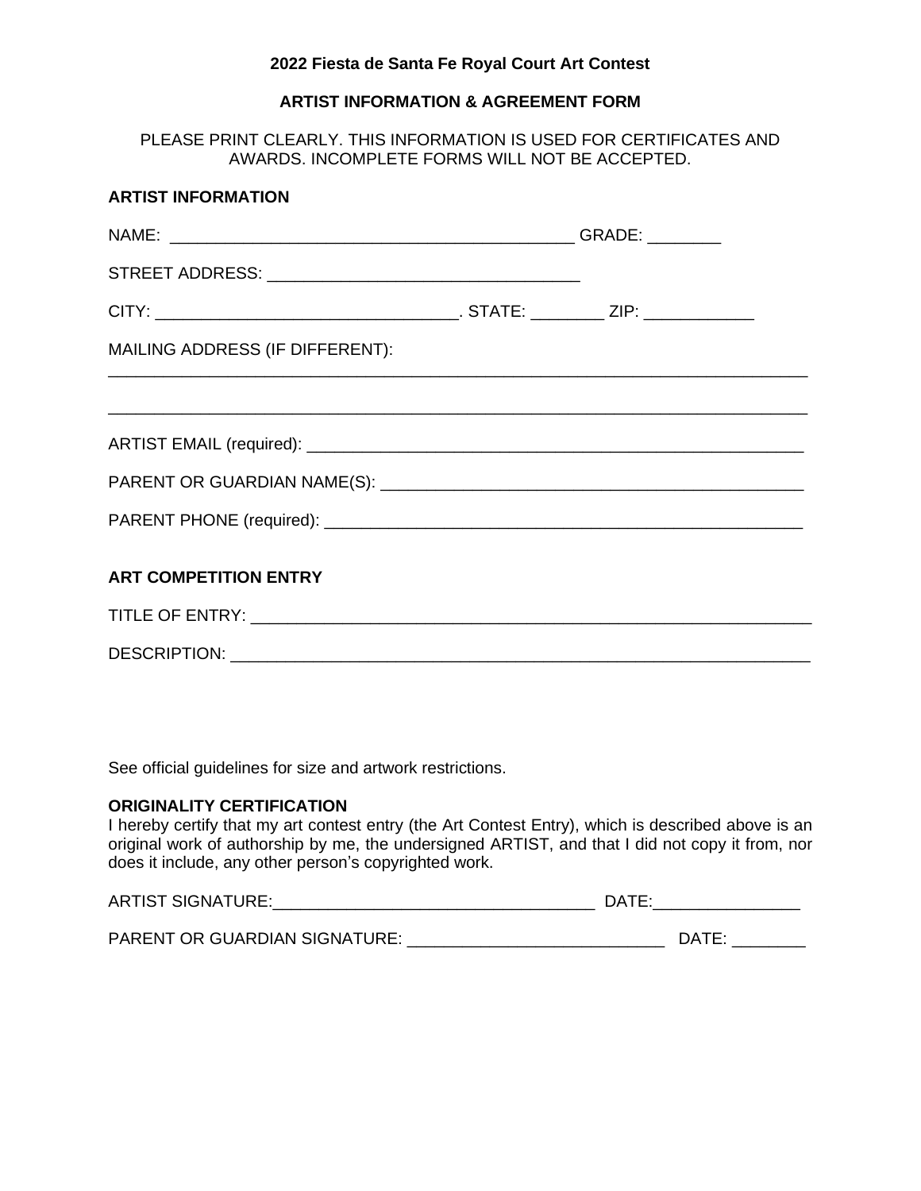**2022 Fiesta de Santa Fe Royal Court Art Contest**

**ARTIST INFORMATION & AGREEMENT FORM**

PLEASE PRINT CLEARLY. THIS INFORMATION IS USED FOR CERTIFICATES AND AWARDS. INCOMPLETE FORMS WILL NOT BE ACCEPTED.

**ARTIST INFORMATION**

NAME: ____________________________________________ GRADE: ________

STREET ADDRESS: __________________________________

CITY: _________________________________. STATE: ________ ZIP: ____________

MAILING ADDRESS (IF DIFFERENT):
_____________________________________________________________________________

_____________________________________________________________________________

ARTIST EMAIL (required): ______________________________________________________

PARENT OR GUARDIAN NAME(S): _______________________________________________

PARENT PHONE (required): _____________________________________________________

**ART COMPETITION ENTRY**

TITLE OF ENTRY: _____________________________________________________________

DESCRIPTION: _______________________________________________________________

See official guidelines for size and artwork restrictions.

**ORIGINALITY CERTIFICATION**
I hereby certify that my art contest entry (the Art Contest Entry), which is described above is an original work of authorship by me, the undersigned ARTIST, and that I did not copy it from, nor does it include, any other person's copyrighted work.

ARTIST SIGNATURE:___________________________________ DATE:________________

PARENT OR GUARDIAN SIGNATURE: ____________________________ DATE: ________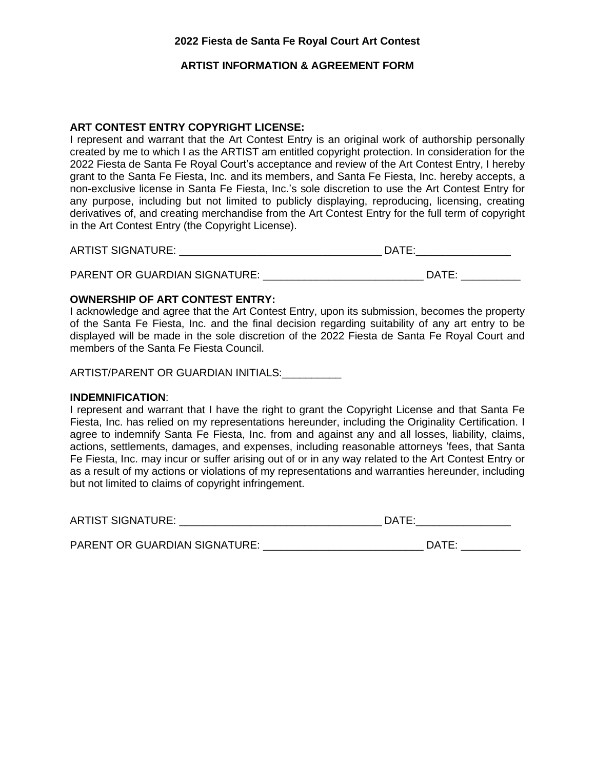**2022 Fiesta de Santa Fe Royal Court Art Contest**

**ARTIST INFORMATION & AGREEMENT FORM**

**ART CONTEST ENTRY COPYRIGHT LICENSE:**

I represent and warrant that the Art Contest Entry is an original work of authorship personally created by me to which I as the ARTIST am entitled copyright protection. In consideration for the 2022 Fiesta de Santa Fe Royal Court's acceptance and review of the Art Contest Entry, I hereby grant to the Santa Fe Fiesta, Inc. and its members, and Santa Fe Fiesta, Inc. hereby accepts, a non-exclusive license in Santa Fe Fiesta, Inc.'s sole discretion to use the Art Contest Entry for any purpose, including but not limited to publicly displaying, reproducing, licensing, creating derivatives of, and creating merchandise from the Art Contest Entry for the full term of copyright in the Art Contest Entry (the Copyright License).

ARTIST SIGNATURE: ___________________________________ DATE:________________

PARENT OR GUARDIAN SIGNATURE: ___________________________ DATE: __________

**OWNERSHIP OF ART CONTEST ENTRY:**

I acknowledge and agree that the Art Contest Entry, upon its submission, becomes the property of the Santa Fe Fiesta, Inc. and the final decision regarding suitability of any art entry to be displayed will be made in the sole discretion of the 2022 Fiesta de Santa Fe Royal Court and members of the Santa Fe Fiesta Council.

ARTIST/PARENT OR GUARDIAN INITIALS:__________

**INDEMNIFICATION**:

I represent and warrant that I have the right to grant the Copyright License and that Santa Fe Fiesta, Inc. has relied on my representations hereunder, including the Originality Certification. I agree to indemnify Santa Fe Fiesta, Inc. from and against any and all losses, liability, claims, actions, settlements, damages, and expenses, including reasonable attorneys 'fees, that Santa Fe Fiesta, Inc. may incur or suffer arising out of or in any way related to the Art Contest Entry or as a result of my actions or violations of my representations and warranties hereunder, including but not limited to claims of copyright infringement.

ARTIST SIGNATURE: ___________________________________ DATE:________________

PARENT OR GUARDIAN SIGNATURE: ___________________________ DATE: __________